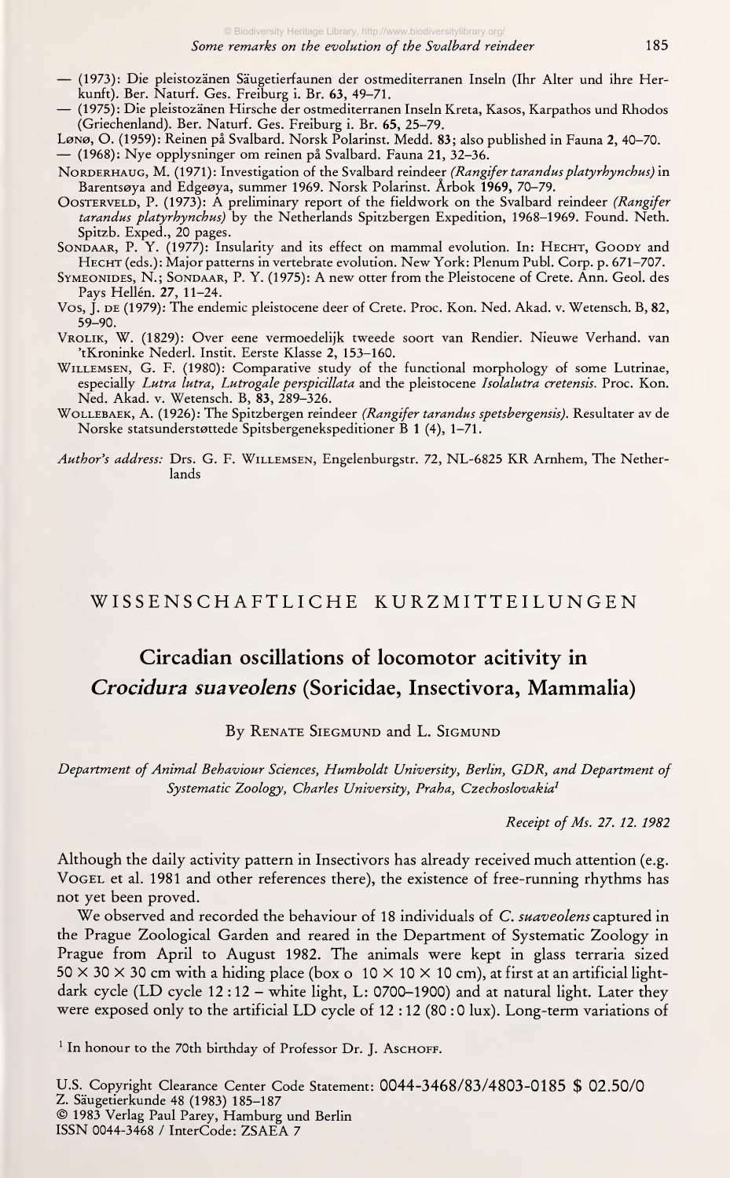— (1973): Die pleistozänen Säugetierfaunen der ostmediterranen Inseln (Ihr Alter und ihre Herkunft). Ber. Naturf. Ges. Freiburg i. Br. **63**, 49–71.

— (1975): Die pleistozänen Hirsche der ostmediterranen Inseln Kreta, Kasos, Karpathos und Rhodos (Griechenland). Ber. Naturf. Ges. Freiburg i. Br. **65**, 25–79.

Lønø, O. (1959): Reinen på Svalbard. Norsk Polarinst. Medd. **83**; also published in Fauna **2**, 40–70.

— (1968): Nye opplysninger om reinen på Svalbard. Fauna **21**, 32–36.

Norderhaug, M. (1971): Investigation of the Svalbard reindeer *(Rangifer tarandus platyrhynchus)* in Barentsøya and Edgeøya, summer 1969. Norsk Polarinst. Årbok **1969**, 70–79.

Oosterveld, P. (1973): A preliminary report of the fieldwork on the Svalbard reindeer *(Rangifer tarandus platyrhynchus)* by the Netherlands Spitzbergen Expedition, 1968–1969. Found. Neth. Spitzb. Exped., 20 pages.

Sondaar, P. Y. (1977): Insularity and its effect on mammal evolution. In: Hecht, Goody and Hecht (eds.): Major patterns in vertebrate evolution. New York: Plenum Publ. Corp. p. 671–707.

Symeonides, N.; Sondaar, P. Y. (1975): A new otter from the Pleistocene of Crete. Ann. Geol. des Pays Hellén. **27**, 11–24.

Vos, J. de (1979): The endemic pleistocene deer of Crete. Proc. Kon. Ned. Akad. v. Wetensch. B, **82**, 59–90.

Vrolik, W. (1829): Over eene vermoedelijk tweede soort van Rendier. Nieuwe Verhand. van 'tKroninke Nederl. Instit. Eerste Klasse **2**, 153–160.

Willemsen, G. F. (1980): Comparative study of the functional morphology of some Lutrinae, especially *Lutra lutra, Lutrogale perspicillata* and the pleistocene *Isolalutra cretensis*. Proc. Kon. Ned. Akad. v. Wetensch. B, **83**, 289–326.

Wollebaek, A. (1926): The Spitzbergen reindeer *(Rangifer tarandus spetsbergensis)*. Resultater av de Norske statsunderstøttede Spitsbergenekspeditioner B **1** (4), 1–71.

*Author's address:* Drs. G. F. Willemsen, Engelenburgstr. 72, NL-6825 KR Arnhem, The Netherlands

## WISSENSCHAFTLICHE KURZMITTEILUNGEN

# Circadian oscillations of locomotor acitivity in *Crocidura suaveolens* (Soricidae, Insectivora, Mammalia)

By Renate Siegmund and L. Sigmund

*Department of Animal Behaviour Sciences, Humboldt University, Berlin, GDR, and Department of Systematic Zoology, Charles University, Praha, Czechoslovakia*[1]

*Receipt of Ms. 27. 12. 1982*

Although the daily activity pattern in Insectivors has already received much attention (e.g. Vogel et al. 1981 and other references there), the existence of free-running rhythms has not yet been proved.

We observed and recorded the behaviour of 18 individuals of *C. suaveolens* captured in the Prague Zoological Garden and reared in the Department of Systematic Zoology in Prague from April to August 1982. The animals were kept in glass terraria sized 50 × 30 × 30 cm with a hiding place (box o 10 × 10 × 10 cm), at first at an artificial light-dark cycle (LD cycle 12 : 12 – white light, L: 0700–1900) and at natural light. Later they were exposed only to the artificial LD cycle of 12 : 12 (80 : 0 lux). Long-term variations of

[1] In honour to the 70th birthday of Professor Dr. J. Aschoff.

U.S. Copyright Clearance Center Code Statement: 0044-3468/83/4803-0185 $ 02.50/0
Z. Säugetierkunde 48 (1983) 185–187
© 1983 Verlag Paul Parey, Hamburg und Berlin
ISSN 0044-3468 / InterCode: ZSAEA 7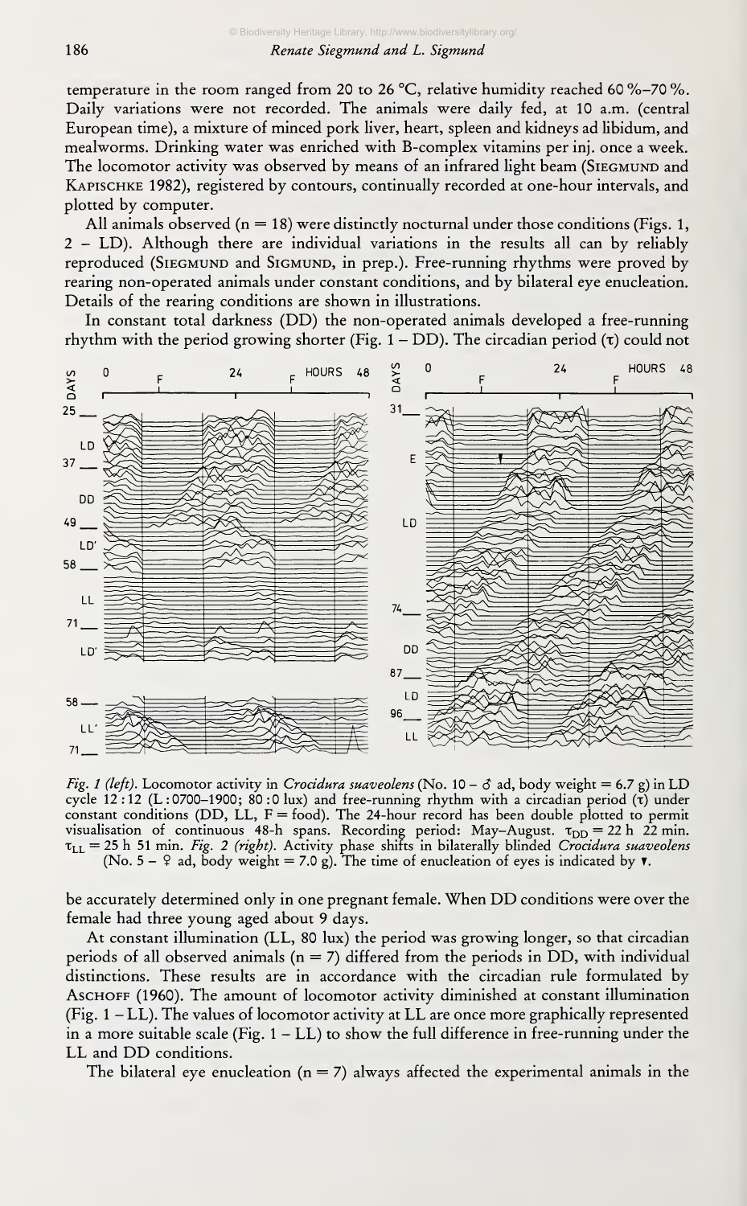temperature in the room ranged from 20 to 26 °C, relative humidity reached 60 %–70 %. Daily variations were not recorded. The animals were daily fed, at 10 a.m. (central European time), a mixture of minced pork liver, heart, spleen and kidneys ad libidum, and mealworms. Drinking water was enriched with B-complex vitamins per inj. once a week. The locomotor activity was observed by means of an infrared light beam (Siegmund and Kapischke 1982), registered by contours, continually recorded at one-hour intervals, and plotted by computer.

All animals observed (n = 18) were distinctly nocturnal under those conditions (Figs. 1, 2 – LD). Although there are individual variations in the results all can by reliably reproduced (Siegmund and Sigmund, in prep.). Free-running rhythms were proved by rearing non-operated animals under constant conditions, and by bilateral eye enucleation. Details of the rearing conditions are shown in illustrations.

In constant total darkness (DD) the non-operated animals developed a free-running rhythm with the period growing shorter (Fig. 1 – DD). The circadian period ($\tau$) could not be accurately determined only in one pregnant female. When DD conditions were over the female had three young aged about 9 days.

*Fig. 1 (left).* Locomotor activity in *Crocidura suaveolens* (No. 10 – ♂ ad, body weight = 6.7 g) in LD cycle 12 : 12 (L : 0700–1900; 80 : 0 lux) and free-running rhythm with a circadian period ($\tau$) under constant conditions (DD, LL, F = food). The 24-hour record has been double plotted to permit visualisation of continuous 48-h spans. Recording period: May–August. $\tau_{DD}$ = 22 h 22 min. $\tau_{LL}$ = 25 h 51 min. *Fig. 2 (right).* Activity phase shifts in bilaterally blinded *Crocidura suaveolens* (No. 5 – ♀ ad, body weight = 7.0 g). The time of enucleation of eyes is indicated by ▼.

At constant illumination (LL, 80 lux) the period was growing longer, so that circadian periods of all observed animals (n = 7) differed from the periods in DD, with individual distinctions. These results are in accordance with the circadian rule formulated by Aschoff (1960). The amount of locomotor activity diminished at constant illumination (Fig. 1 – LL). The values of locomotor activity at LL are once more graphically represented in a more suitable scale (Fig. 1 – LL) to show the full difference in free-running under the LL and DD conditions.

The bilateral eye enucleation (n = 7) always affected the experimental animals in the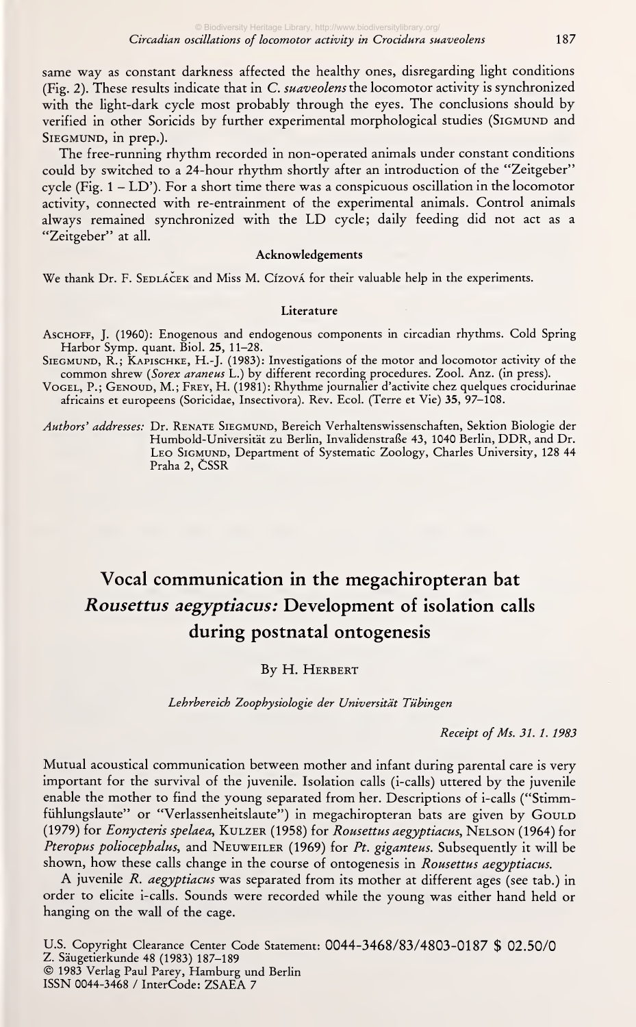same way as constant darkness affected the healthy ones, disregarding light conditions (Fig. 2). These results indicate that in *C. suaveolens* the locomotor activity is synchronized with the light-dark cycle most probably through the eyes. The conclusions should by verified in other Soricids by further experimental morphological studies (SIGMUND and SIEGMUND, in prep.).

The free-running rhythm recorded in non-operated animals under constant conditions could by switched to a 24-hour rhythm shortly after an introduction of the "Zeitgeber" cycle (Fig. 1 – LD'). For a short time there was a conspicuous oscillation in the locomotor activity, connected with re-entrainment of the experimental animals. Control animals always remained synchronized with the LD cycle; daily feeding did not act as a "Zeitgeber" at all.

### Acknowledgements

We thank Dr. F. SEDLÁČEK and Miss M. CÍZOVÁ for their valuable help in the experiments.

### Literature

ASCHOFF, J. (1960): Enogenous and endogenous components in circadian rhythms. Cold Spring Harbor Symp. quant. Biol. **25**, 11–28.

SIEGMUND, R.; KAPISCHKE, H.-J. (1983): Investigations of the motor and locomotor activity of the common shrew (*Sorex araneus* L.) by different recording procedures. Zool. Anz. (in press).

VOGEL, P.; GENOUD, M.; FREY, H. (1981): Rhythme journalier d'activite chez quelques crocidurinae africains et europeens (Soricidae, Insectivora). Rev. Ecol. (Terre et Vie) **35**, 97–108.

*Authors' addresses:* Dr. RENATE SIEGMUND, Bereich Verhaltenswissenschaften, Sektion Biologie der Humboldt-Universität zu Berlin, Invalidenstraße 43, 1040 Berlin, DDR, and Dr. LEO SIGMUND, Department of Systematic Zoology, Charles University, 128 44 Praha 2, ČSSR

# Vocal communication in the megachiropteran bat *Rousettus aegyptiacus:* Development of isolation calls during postnatal ontogenesis

By H. HERBERT

*Lehrbereich Zoophysiologie der Universität Tübingen*

*Receipt of Ms. 31. 1. 1983*

Mutual acoustical communication between mother and infant during parental care is very important for the survival of the juvenile. Isolation calls (i-calls) uttered by the juvenile enable the mother to find the young separated from her. Descriptions of i-calls ("Stimmfühlungslaute" or "Verlassenheitslaute") in megachiropteran bats are given by GOULD (1979) for *Eonycteris spelaea*, KULZER (1958) for *Rousettus aegyptiacus*, NELSON (1964) for *Pteropus poliocephalus*, and NEUWEILER (1969) for *Pt. giganteus*. Subsequently it will be shown, how these calls change in the course of ontogenesis in *Rousettus aegyptiacus*.

A juvenile *R. aegyptiacus* was separated from its mother at different ages (see tab.) in order to elicite i-calls. Sounds were recorded while the young was either hand held or hanging on the wall of the cage.

U.S. Copyright Clearance Center Code Statement: 0044-3468/83/4803-0187 $ 02.50/0
Z. Säugetierkunde 48 (1983) 187–189
© 1983 Verlag Paul Parey, Hamburg und Berlin
ISSN 0044-3468 / InterCode: ZSAEA 7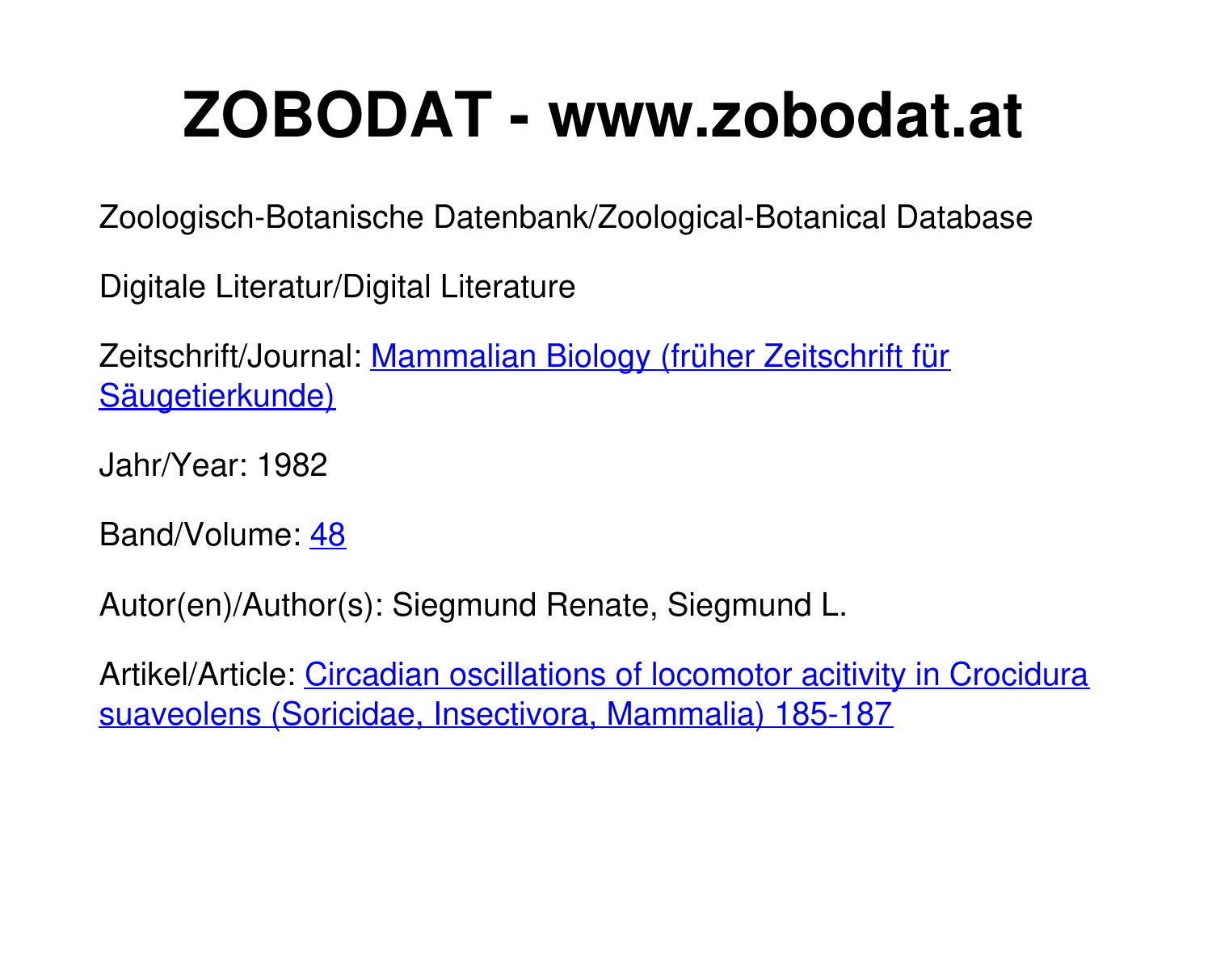# ZOBODAT - www.zobodat.at

Zoologisch-Botanische Datenbank/Zoological-Botanical Database

Digitale Literatur/Digital Literature

Zeitschrift/Journal: Mammalian Biology (früher Zeitschrift für Säugetierkunde)

Jahr/Year: 1982

Band/Volume: 48

Autor(en)/Author(s): Siegmund Renate, Siegmund L.

Artikel/Article: Circadian oscillations of locomotor acitivity in Crocidura suaveolens (Soricidae, Insectivora, Mammalia) 185-187